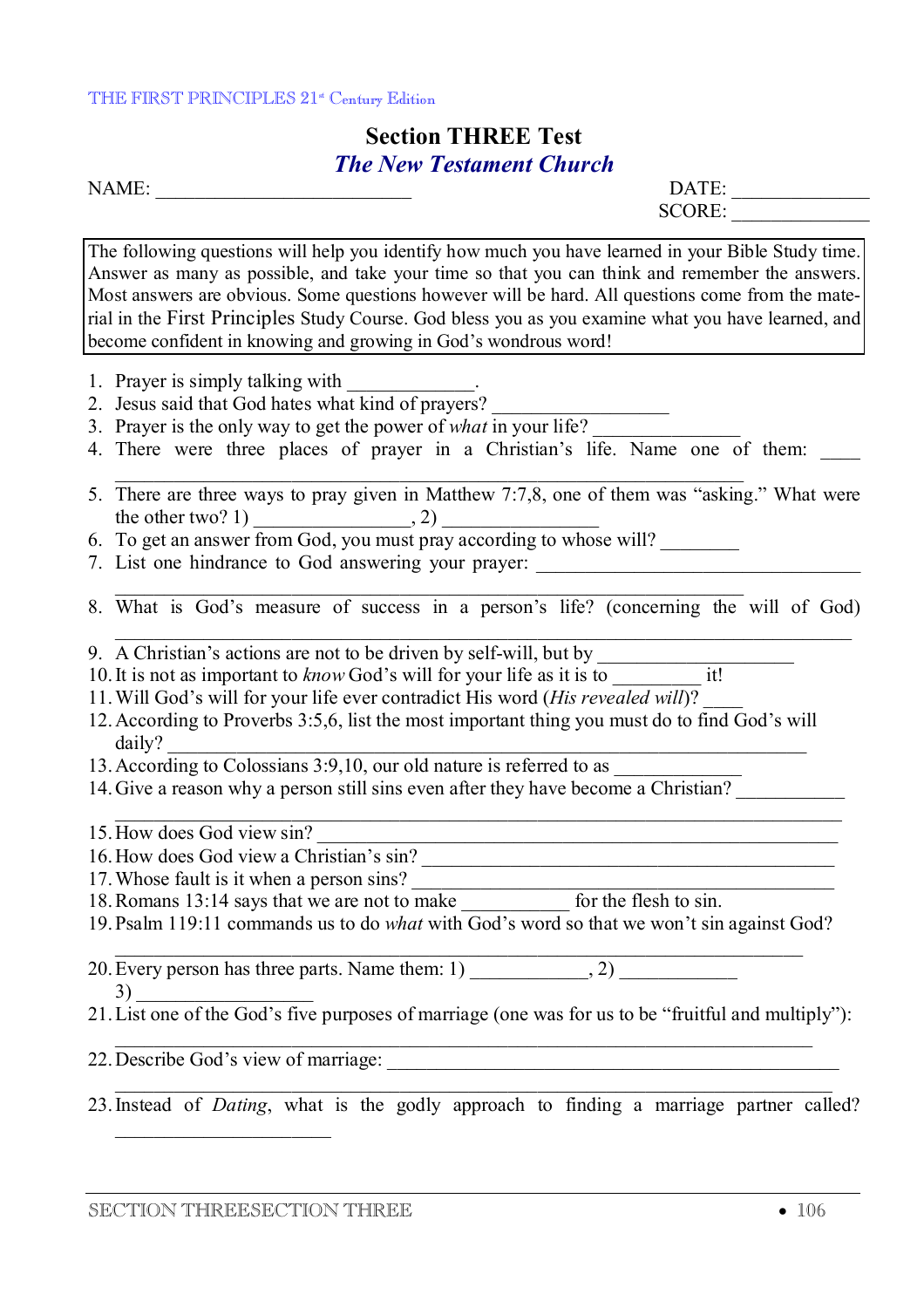# Section THREE Test

## *The New Testament Church*

NAME: ___________________________ DATE: ______________

SCORE: ______________

The following questions will help you identify how much you have learned in your Bible Study time. Answer as many as possible, and take your time so that you can think and remember the answers. Most answers are obvious. Some questions however will be hard. All questions come from the material in the First Principles Study Course. God bless you as you examine what you have learned, and become confident in knowing and growing in God's wondrous word!

1. Prayer is simply talking with _____________.
2. Jesus said that God hates what kind of prayers? __________________
3. Prayer is the only way to get the power of *what* in your life? _______________
4. There were three places of prayer in a Christian's life. Name one of them: ____ ________________________________________________________________
5. There are three ways to pray given in Matthew 7:7,8, one of them was "asking." What were the other two? 1) _________________, 2) ________________
6. To get an answer from God, you must pray according to whose will? ________
7. List one hindrance to God answering your prayer: ____________________________ ________________________________________________________________
8. What is God's measure of success in a person's life? (concerning the will of God) ________________________________________________________________
9. A Christian's actions are not to be driven by self-will, but by ____________________
10. It is not as important to *know* God's will for your life as it is to _________ it!
11. Will God's will for your life ever contradict His word (*His revealed will*)? ____
12. According to Proverbs 3:5,6, list the most important thing you must do to find God's will daily? ________________________________________________________________
13. According to Colossians 3:9,10, our old nature is referred to as _____________
14. Give a reason why a person still sins even after they have become a Christian? ___________ ________________________________________________________________
15. How does God view sin? ________________________________________________
16. How does God view a Christian's sin? _____________________________________
17. Whose fault is it when a person sins? ______________________________________
18. Romans 13:14 says that we are not to make ___________ for the flesh to sin.
19. Psalm 119:11 commands us to do *what* with God's word so that we won't sin against God? ________________________________________________________________
20. Every person has three parts. Name them: 1) ____________, 2) ____________ 3) __________________
21. List one of the God's five purposes of marriage (one was for us to be "fruitful and multiply"): ________________________________________________________________
22. Describe God's view of marriage: ______________________________________________ ________________________________________________________________
23. Instead of *Dating*, what is the godly approach to finding a marriage partner called? ______________________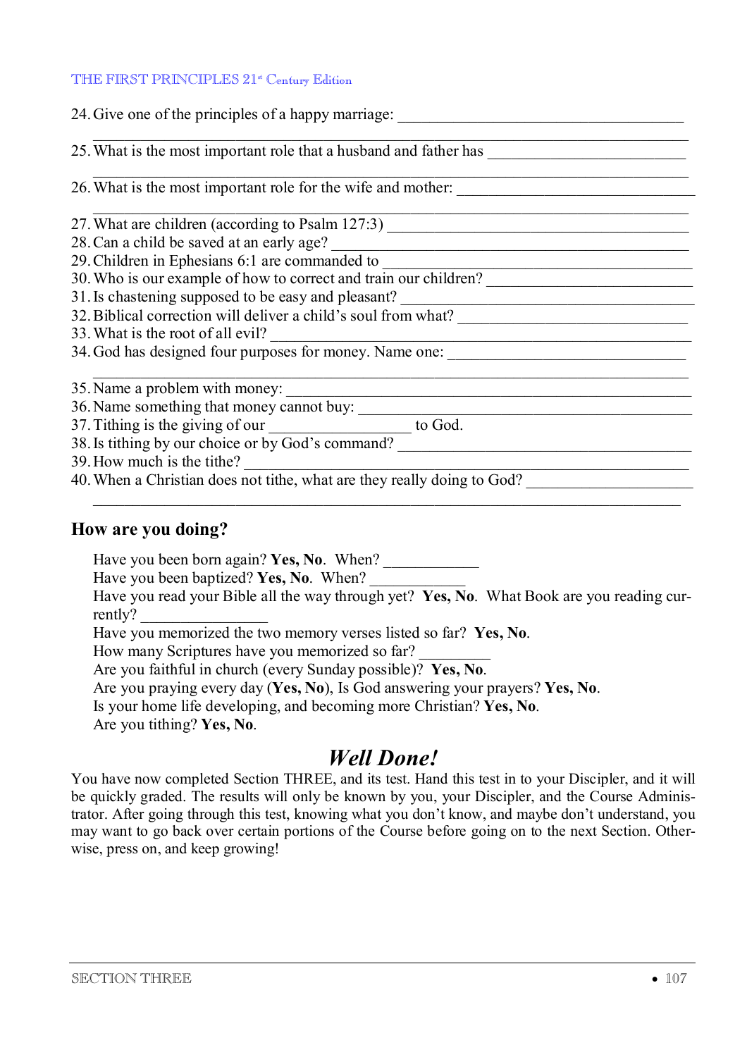24. Give one of the principles of a happy marriage: ____________________________________________
_____________________________________________________________________________
25. What is the most important role that a husband and father has ______________________________
_____________________________________________________________________________
26. What is the most important role for the wife and mother: __________________________________
_____________________________________________________________________________
27. What are children (according to Psalm 127:3) ______________________________________
28. Can a child be saved at an early age? _______________________________________________
29. Children in Ephesians 6:1 are commanded to _________________________________________
30. Who is our example of how to correct and train our children? ___________________________
31. Is chastening supposed to be easy and pleasant? ______________________________________
32. Biblical correction will deliver a child's soul from what? ______________________________
33. What is the root of all evil? _______________________________________________________
34. God has designed four purposes for money. Name one: _________________________________
_____________________________________________________________________________
35. Name a problem with money: _______________________________________________________
36. Name something that money cannot buy: ______________________________________________
37. Tithing is the giving of our _________________ to God.
38. Is tithing by our choice or by God's command? ________________________________________
39. How much is the tithe? ____________________________________________________________
40. When a Christian does not tithe, what are they really doing to God? _______________________
_____________________________________________________________________________

## How are you doing?

Have you been born again? **Yes, No**. When? ____________
Have you been baptized? **Yes, No**. When? ____________
Have you read your Bible all the way through yet? **Yes, No**. What Book are you reading currently? ________________
Have you memorized the two memory verses listed so far? **Yes, No**.
How many Scriptures have you memorized so far? _________
Are you faithful in church (every Sunday possible)? **Yes, No**.
Are you praying every day (**Yes, No**), Is God answering your prayers? **Yes, No**.
Is your home life developing, and becoming more Christian? **Yes, No**.
Are you tithing? **Yes, No**.

## *Well Done!*

You have now completed Section THREE, and its test. Hand this test in to your Discipler, and it will be quickly graded. The results will only be known by you, your Discipler, and the Course Administrator. After going through this test, knowing what you don't know, and maybe don't understand, you may want to go back over certain portions of the Course before going on to the next Section. Otherwise, press on, and keep growing!